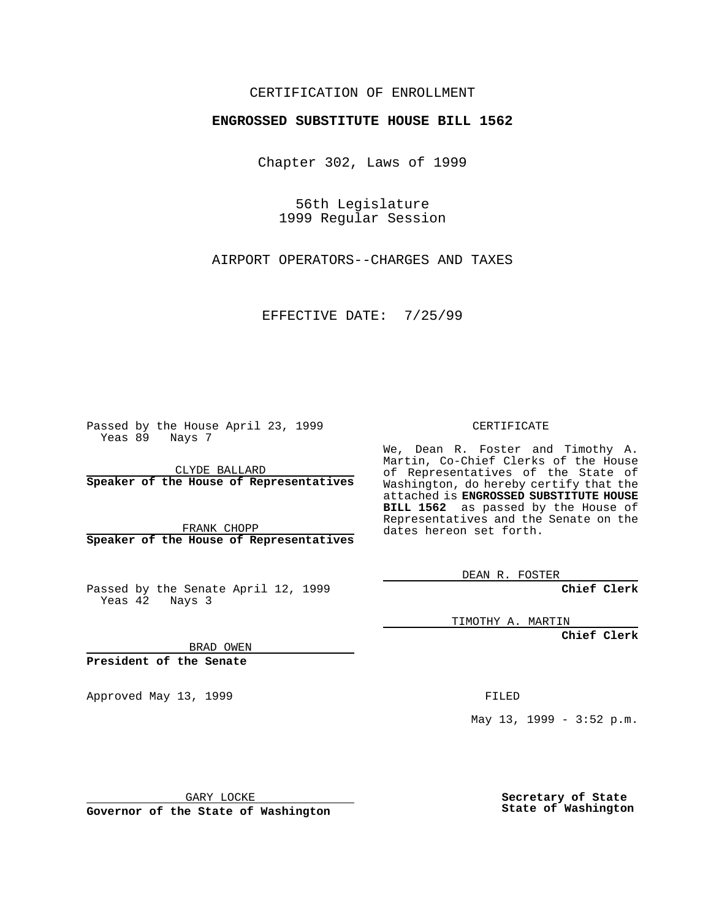CERTIFICATION OF ENROLLMENT

**ENGROSSED SUBSTITUTE HOUSE BILL 1562**

Chapter 302, Laws of 1999

56th Legislature
1999 Regular Session

AIRPORT OPERATORS--CHARGES AND TAXES

EFFECTIVE DATE: 7/25/99

Passed by the House April 23, 1999
Yeas 89 Nays 7

CLYDE BALLARD
**Speaker of the House of Representatives**

FRANK CHOPP
**Speaker of the House of Representatives**

Passed by the Senate April 12, 1999
Yeas 42 Nays 3

BRAD OWEN
**President of the Senate**

Approved May 13, 1999

GARY LOCKE
**Governor of the State of Washington**

CERTIFICATE

We, Dean R. Foster and Timothy A. Martin, Co-Chief Clerks of the House of Representatives of the State of Washington, do hereby certify that the attached is **ENGROSSED SUBSTITUTE HOUSE BILL 1562** as passed by the House of Representatives and the Senate on the dates hereon set forth.

DEAN R. FOSTER
**Chief Clerk**

TIMOTHY A. MARTIN
**Chief Clerk**

FILED

May 13, 1999 - 3:52 p.m.

**Secretary of State**
**State of Washington**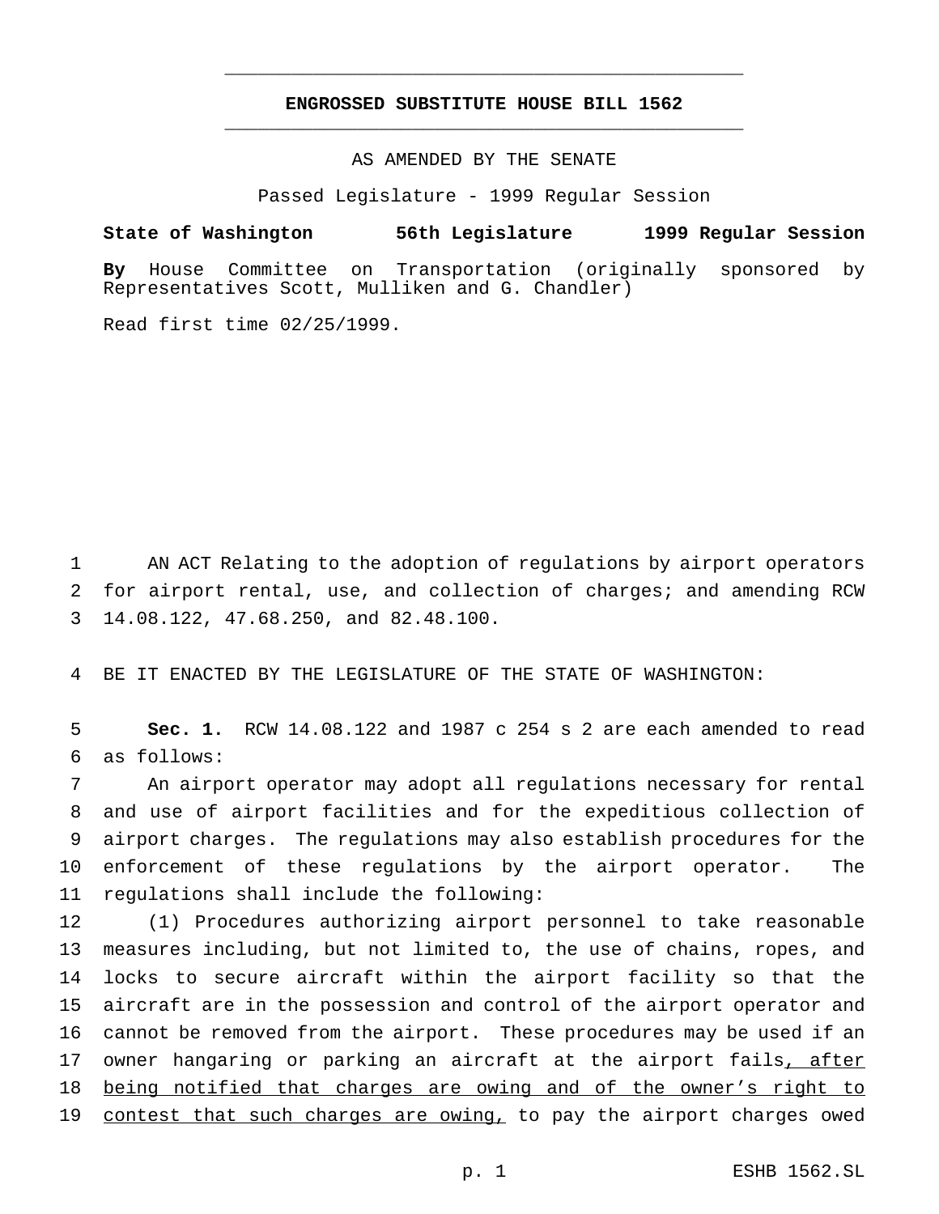# ENGROSSED SUBSTITUTE HOUSE BILL 1562

AS AMENDED BY THE SENATE

Passed Legislature - 1999 Regular Session

**State of Washington 56th Legislature 1999 Regular Session**

**By** House Committee on Transportation (originally sponsored by Representatives Scott, Mulliken and G. Chandler)

Read first time 02/25/1999.

AN ACT Relating to the adoption of regulations by airport operators for airport rental, use, and collection of charges; and amending RCW 14.08.122, 47.68.250, and 82.48.100.

BE IT ENACTED BY THE LEGISLATURE OF THE STATE OF WASHINGTON:

**Sec. 1.** RCW 14.08.122 and 1987 c 254 s 2 are each amended to read as follows:

An airport operator may adopt all regulations necessary for rental and use of airport facilities and for the expeditious collection of airport charges. The regulations may also establish procedures for the enforcement of these regulations by the airport operator. The regulations shall include the following:

(1) Procedures authorizing airport personnel to take reasonable measures including, but not limited to, the use of chains, ropes, and locks to secure aircraft within the airport facility so that the aircraft are in the possession and control of the airport operator and cannot be removed from the airport. These procedures may be used if an owner hangaring or parking an aircraft at the airport fails, after being notified that charges are owing and of the owner's right to contest that such charges are owing, to pay the airport charges owed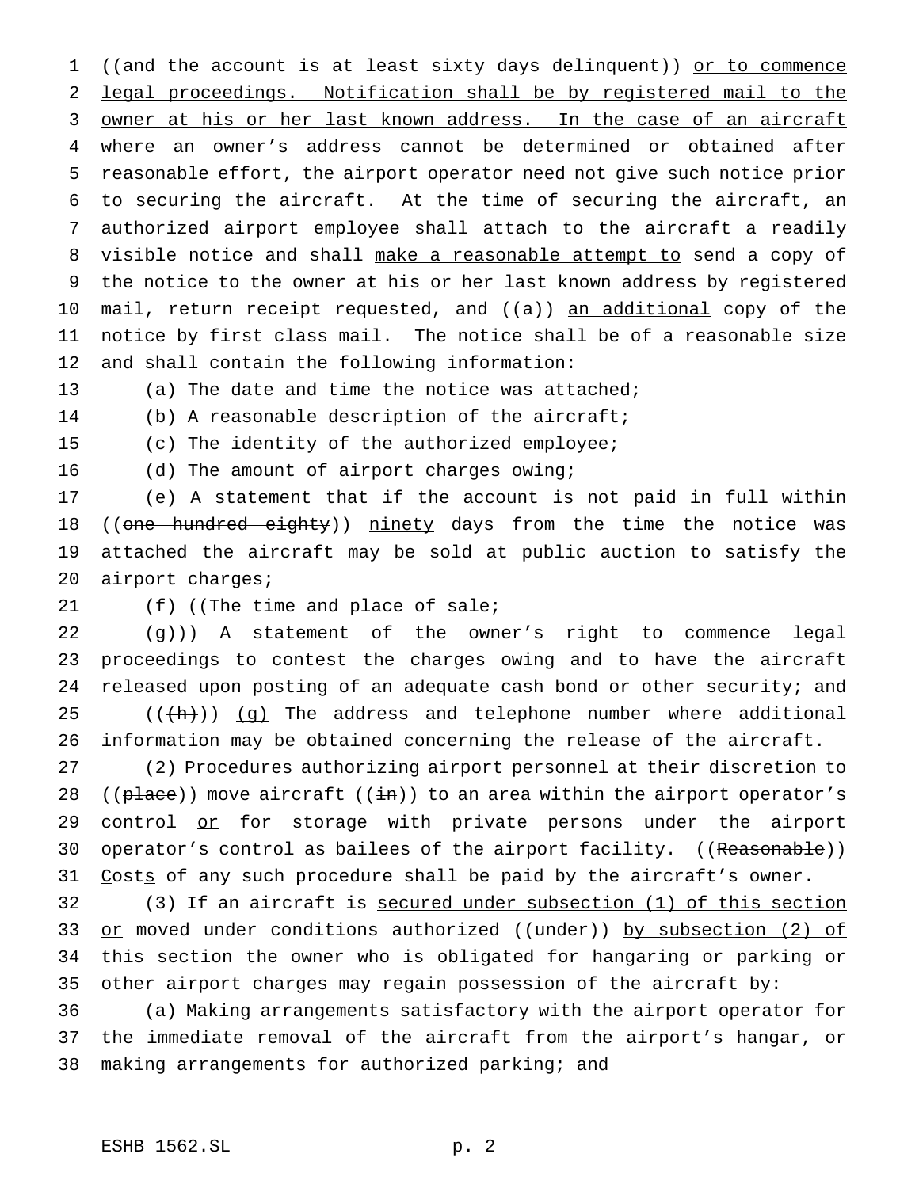((~~and the account is at least sixty days delinquent~~)) <u>or to commence legal proceedings. Notification shall be by registered mail to the owner at his or her last known address. In the case of an aircraft where an owner's address cannot be determined or obtained after reasonable effort, the airport operator need not give such notice prior to securing the aircraft</u>. At the time of securing the aircraft, an authorized airport employee shall attach to the aircraft a readily visible notice and shall <u>make a reasonable attempt to</u> send a copy of the notice to the owner at his or her last known address by registered mail, return receipt requested, and ((~~a~~)) <u>an additional</u> copy of the notice by first class mail. The notice shall be of a reasonable size and shall contain the following information:

(a) The date and time the notice was attached;

(b) A reasonable description of the aircraft;

(c) The identity of the authorized employee;

(d) The amount of airport charges owing;

(e) A statement that if the account is not paid in full within ((~~one hundred eighty~~)) <u>ninety</u> days from the time the notice was attached the aircraft may be sold at public auction to satisfy the airport charges;

(f) ((~~The time and place of sale;~~

~~(g)~~)) A statement of the owner's right to commence legal proceedings to contest the charges owing and to have the aircraft released upon posting of an adequate cash bond or other security; and

((~~(h)~~)) <u>(g)</u> The address and telephone number where additional information may be obtained concerning the release of the aircraft.

(2) Procedures authorizing airport personnel at their discretion to ((~~place~~)) <u>move</u> aircraft ((~~in~~)) <u>to</u> an area within the airport operator's control <u>or</u> for storage with private persons under the airport operator's control as bailees of the airport facility. ((~~Reasonable~~)) <u>C</u>ost<u>s</u> of any such procedure shall be paid by the aircraft's owner.

(3) If an aircraft is <u>secured under subsection (1) of this section or</u> moved under conditions authorized ((~~under~~)) <u>by subsection (2) of</u> this section the owner who is obligated for hangaring or parking or other airport charges may regain possession of the aircraft by:

(a) Making arrangements satisfactory with the airport operator for the immediate removal of the aircraft from the airport's hangar, or making arrangements for authorized parking; and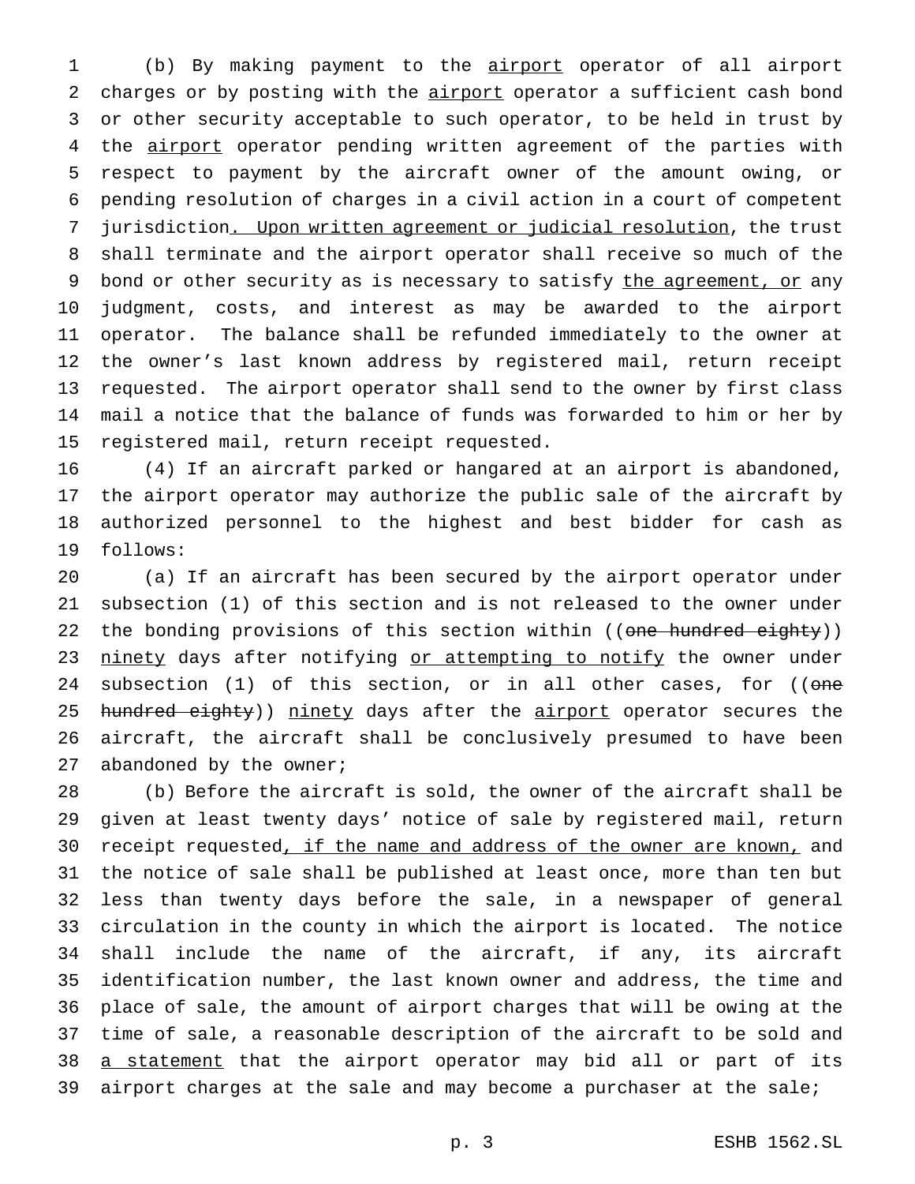(b) By making payment to the airport operator of all airport charges or by posting with the airport operator a sufficient cash bond or other security acceptable to such operator, to be held in trust by the airport operator pending written agreement of the parties with respect to payment by the aircraft owner of the amount owing, or pending resolution of charges in a civil action in a court of competent jurisdiction. Upon written agreement or judicial resolution, the trust shall terminate and the airport operator shall receive so much of the bond or other security as is necessary to satisfy the agreement, or any judgment, costs, and interest as may be awarded to the airport operator. The balance shall be refunded immediately to the owner at the owner's last known address by registered mail, return receipt requested. The airport operator shall send to the owner by first class mail a notice that the balance of funds was forwarded to him or her by registered mail, return receipt requested.

(4) If an aircraft parked or hangared at an airport is abandoned, the airport operator may authorize the public sale of the aircraft by authorized personnel to the highest and best bidder for cash as follows:

(a) If an aircraft has been secured by the airport operator under subsection (1) of this section and is not released to the owner under the bonding provisions of this section within ((~~one hundred eighty~~)) ninety days after notifying or attempting to notify the owner under subsection (1) of this section, or in all other cases, for ((~~one hundred eighty~~)) ninety days after the airport operator secures the aircraft, the aircraft shall be conclusively presumed to have been abandoned by the owner;

(b) Before the aircraft is sold, the owner of the aircraft shall be given at least twenty days' notice of sale by registered mail, return receipt requested, if the name and address of the owner are known, and the notice of sale shall be published at least once, more than ten but less than twenty days before the sale, in a newspaper of general circulation in the county in which the airport is located. The notice shall include the name of the aircraft, if any, its aircraft identification number, the last known owner and address, the time and place of sale, the amount of airport charges that will be owing at the time of sale, a reasonable description of the aircraft to be sold and a statement that the airport operator may bid all or part of its airport charges at the sale and may become a purchaser at the sale;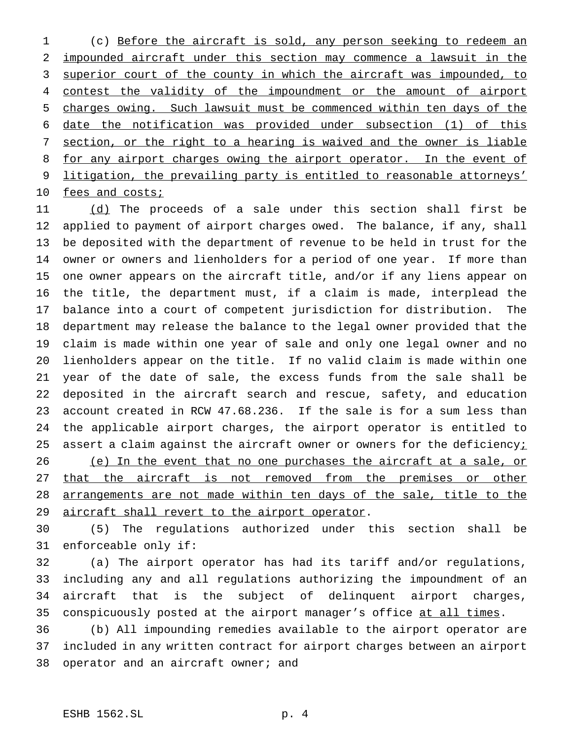(c) Before the aircraft is sold, any person seeking to redeem an impounded aircraft under this section may commence a lawsuit in the superior court of the county in which the aircraft was impounded, to contest the validity of the impoundment or the amount of airport charges owing. Such lawsuit must be commenced within ten days of the date the notification was provided under subsection (1) of this section, or the right to a hearing is waived and the owner is liable for any airport charges owing the airport operator. In the event of litigation, the prevailing party is entitled to reasonable attorneys' fees and costs;

(d) The proceeds of a sale under this section shall first be applied to payment of airport charges owed. The balance, if any, shall be deposited with the department of revenue to be held in trust for the owner or owners and lienholders for a period of one year. If more than one owner appears on the aircraft title, and/or if any liens appear on the title, the department must, if a claim is made, interplead the balance into a court of competent jurisdiction for distribution. The department may release the balance to the legal owner provided that the claim is made within one year of sale and only one legal owner and no lienholders appear on the title. If no valid claim is made within one year of the date of sale, the excess funds from the sale shall be deposited in the aircraft search and rescue, safety, and education account created in RCW 47.68.236. If the sale is for a sum less than the applicable airport charges, the airport operator is entitled to assert a claim against the aircraft owner or owners for the deficiency;

(e) In the event that no one purchases the aircraft at a sale, or that the aircraft is not removed from the premises or other arrangements are not made within ten days of the sale, title to the aircraft shall revert to the airport operator.

(5) The regulations authorized under this section shall be enforceable only if:

(a) The airport operator has had its tariff and/or regulations, including any and all regulations authorizing the impoundment of an aircraft that is the subject of delinquent airport charges, conspicuously posted at the airport manager's office at all times.

(b) All impounding remedies available to the airport operator are included in any written contract for airport charges between an airport operator and an aircraft owner; and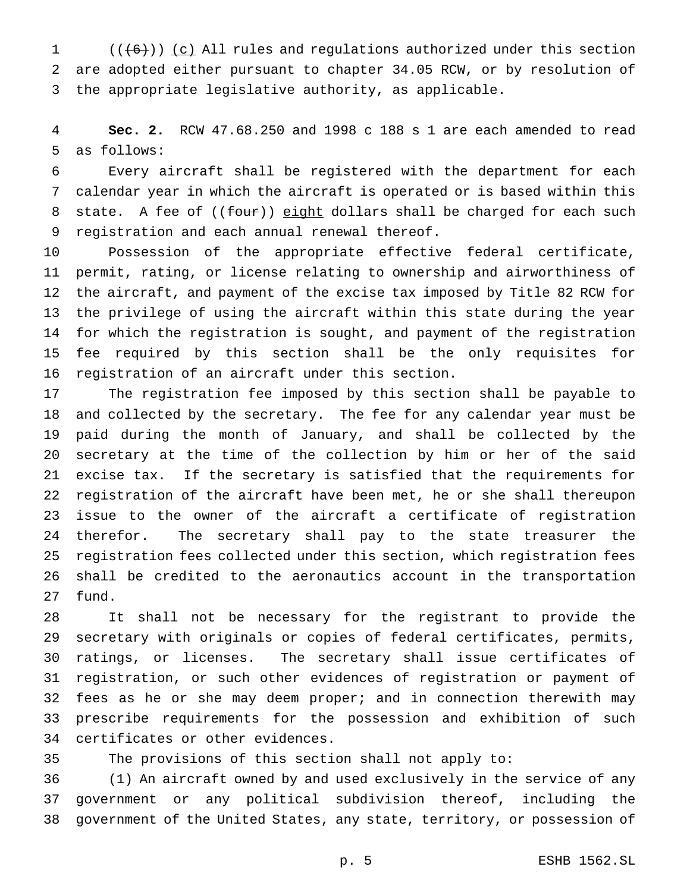((~~(6)~~)) <u>(c)</u> All rules and regulations authorized under this section are adopted either pursuant to chapter 34.05 RCW, or by resolution of the appropriate legislative authority, as applicable.

**Sec. 2.** RCW 47.68.250 and 1998 c 188 s 1 are each amended to read as follows:

Every aircraft shall be registered with the department for each calendar year in which the aircraft is operated or is based within this state. A fee of ((~~four~~)) <u>eight</u> dollars shall be charged for each such registration and each annual renewal thereof.

Possession of the appropriate effective federal certificate, permit, rating, or license relating to ownership and airworthiness of the aircraft, and payment of the excise tax imposed by Title 82 RCW for the privilege of using the aircraft within this state during the year for which the registration is sought, and payment of the registration fee required by this section shall be the only requisites for registration of an aircraft under this section.

The registration fee imposed by this section shall be payable to and collected by the secretary. The fee for any calendar year must be paid during the month of January, and shall be collected by the secretary at the time of the collection by him or her of the said excise tax. If the secretary is satisfied that the requirements for registration of the aircraft have been met, he or she shall thereupon issue to the owner of the aircraft a certificate of registration therefor. The secretary shall pay to the state treasurer the registration fees collected under this section, which registration fees shall be credited to the aeronautics account in the transportation fund.

It shall not be necessary for the registrant to provide the secretary with originals or copies of federal certificates, permits, ratings, or licenses. The secretary shall issue certificates of registration, or such other evidences of registration or payment of fees as he or she may deem proper; and in connection therewith may prescribe requirements for the possession and exhibition of such certificates or other evidences.

The provisions of this section shall not apply to:

(1) An aircraft owned by and used exclusively in the service of any government or any political subdivision thereof, including the government of the United States, any state, territory, or possession of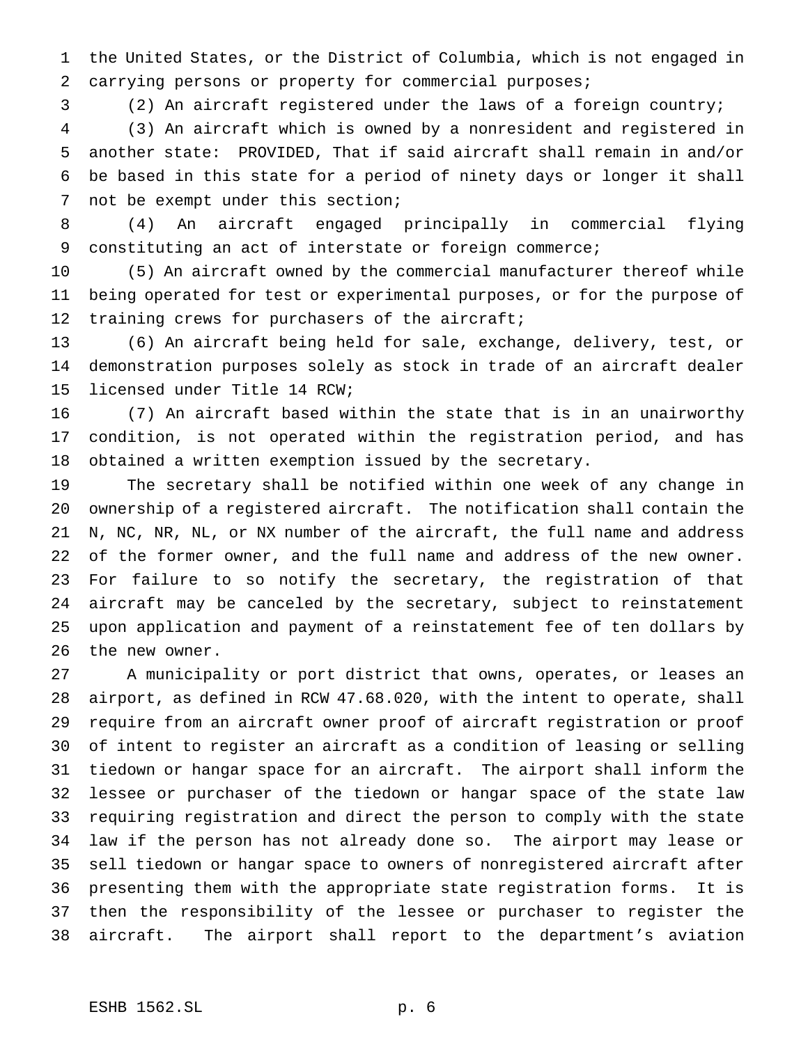the United States, or the District of Columbia, which is not engaged in carrying persons or property for commercial purposes;

(2) An aircraft registered under the laws of a foreign country;

(3) An aircraft which is owned by a nonresident and registered in another state: PROVIDED, That if said aircraft shall remain in and/or be based in this state for a period of ninety days or longer it shall not be exempt under this section;

(4) An aircraft engaged principally in commercial flying constituting an act of interstate or foreign commerce;

(5) An aircraft owned by the commercial manufacturer thereof while being operated for test or experimental purposes, or for the purpose of training crews for purchasers of the aircraft;

(6) An aircraft being held for sale, exchange, delivery, test, or demonstration purposes solely as stock in trade of an aircraft dealer licensed under Title 14 RCW;

(7) An aircraft based within the state that is in an unairworthy condition, is not operated within the registration period, and has obtained a written exemption issued by the secretary.

The secretary shall be notified within one week of any change in ownership of a registered aircraft. The notification shall contain the N, NC, NR, NL, or NX number of the aircraft, the full name and address of the former owner, and the full name and address of the new owner. For failure to so notify the secretary, the registration of that aircraft may be canceled by the secretary, subject to reinstatement upon application and payment of a reinstatement fee of ten dollars by the new owner.

A municipality or port district that owns, operates, or leases an airport, as defined in RCW 47.68.020, with the intent to operate, shall require from an aircraft owner proof of aircraft registration or proof of intent to register an aircraft as a condition of leasing or selling tiedown or hangar space for an aircraft. The airport shall inform the lessee or purchaser of the tiedown or hangar space of the state law requiring registration and direct the person to comply with the state law if the person has not already done so. The airport may lease or sell tiedown or hangar space to owners of nonregistered aircraft after presenting them with the appropriate state registration forms. It is then the responsibility of the lessee or purchaser to register the aircraft. The airport shall report to the department's aviation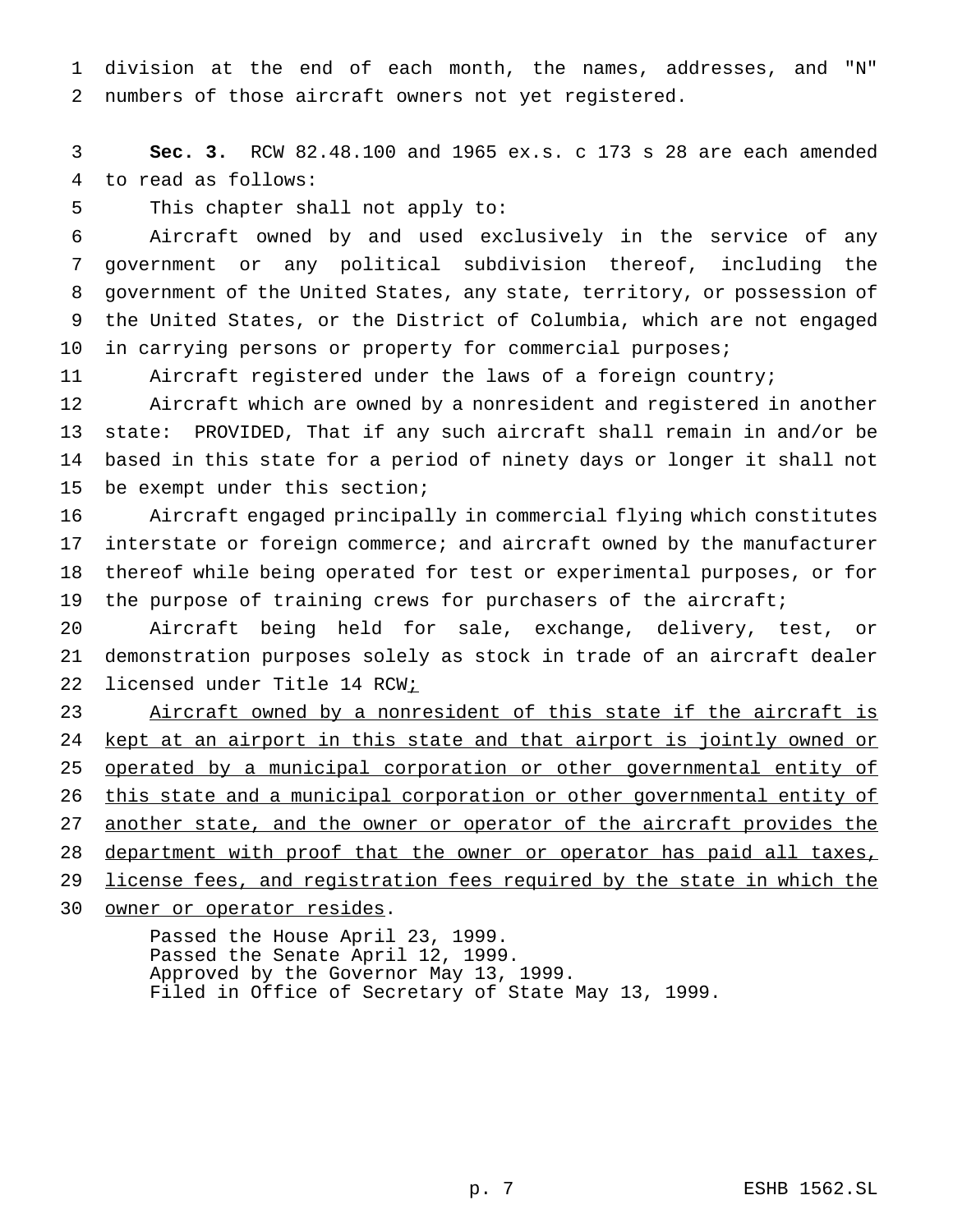division at the end of each month, the names, addresses, and "N" numbers of those aircraft owners not yet registered.

**Sec. 3.** RCW 82.48.100 and 1965 ex.s. c 173 s 28 are each amended to read as follows:

This chapter shall not apply to:

Aircraft owned by and used exclusively in the service of any government or any political subdivision thereof, including the government of the United States, any state, territory, or possession of the United States, or the District of Columbia, which are not engaged in carrying persons or property for commercial purposes;

Aircraft registered under the laws of a foreign country;

Aircraft which are owned by a nonresident and registered in another state: PROVIDED, That if any such aircraft shall remain in and/or be based in this state for a period of ninety days or longer it shall not be exempt under this section;

Aircraft engaged principally in commercial flying which constitutes interstate or foreign commerce; and aircraft owned by the manufacturer thereof while being operated for test or experimental purposes, or for the purpose of training crews for purchasers of the aircraft;

Aircraft being held for sale, exchange, delivery, test, or demonstration purposes solely as stock in trade of an aircraft dealer licensed under Title 14 RCW<u>;</u>

<u>Aircraft owned by a nonresident of this state if the aircraft is kept at an airport in this state and that airport is jointly owned or operated by a municipal corporation or other governmental entity of this state and a municipal corporation or other governmental entity of another state, and the owner or operator of the aircraft provides the department with proof that the owner or operator has paid all taxes, license fees, and registration fees required by the state in which the owner or operator resides</u>.

Passed the House April 23, 1999.
Passed the Senate April 12, 1999.
Approved by the Governor May 13, 1999.
Filed in Office of Secretary of State May 13, 1999.